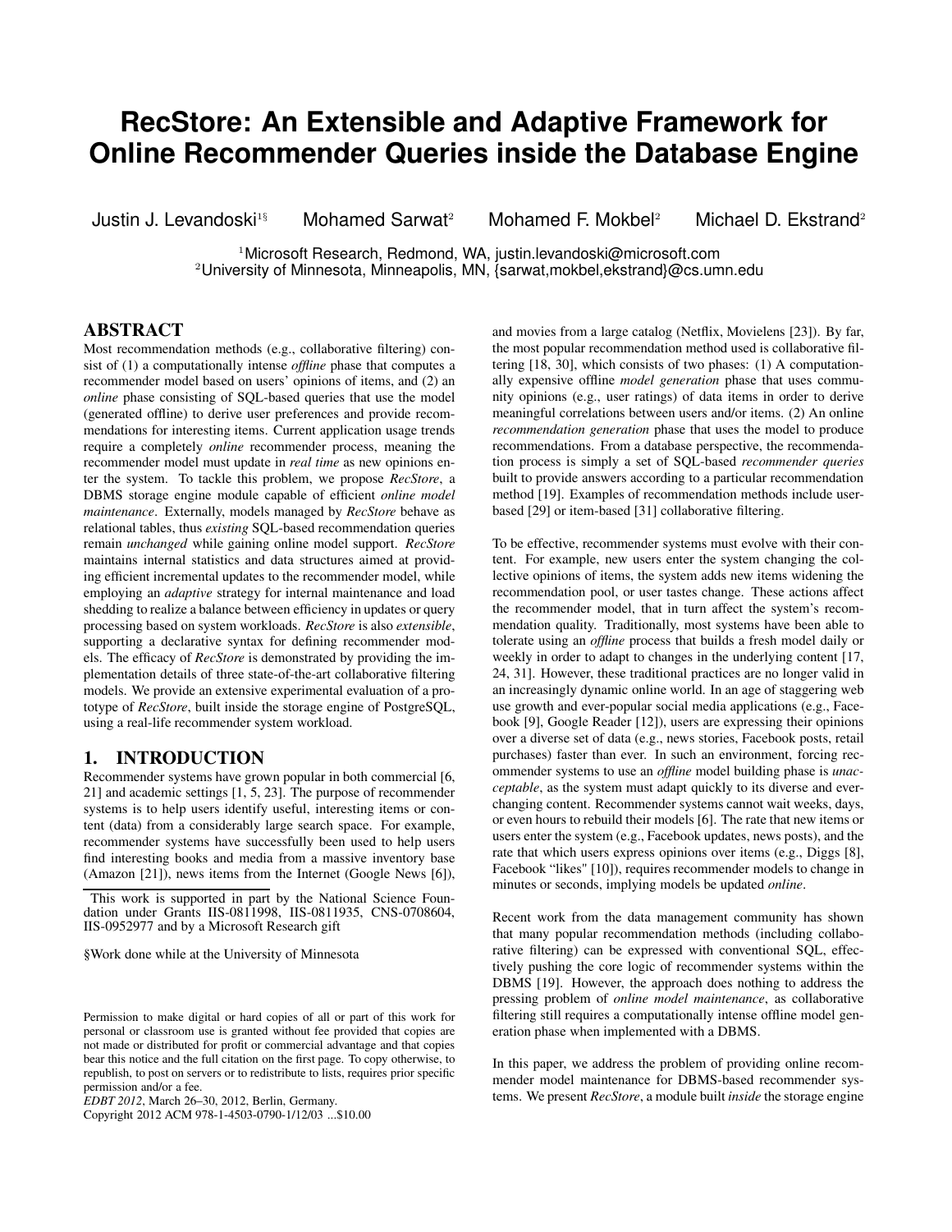# RecStore: An Extensible and Adaptive Framework for Online Recommender Queries inside the Database Engine

Justin J. Levandoski[1§] Mohamed Sarwat[2] Mohamed F. Mokbel[2] Michael D. Ekstrand[2]

[1]Microsoft Research, Redmond, WA, justin.levandoski@microsoft.com
[2]University of Minnesota, Minneapolis, MN, {sarwat,mokbel,ekstrand}@cs.umn.edu

## ABSTRACT

Most recommendation methods (e.g., collaborative filtering) consist of (1) a computationally intense *offline* phase that computes a recommender model based on users' opinions of items, and (2) an *online* phase consisting of SQL-based queries that use the model (generated offline) to derive user preferences and provide recommendations for interesting items. Current application usage trends require a completely *online* recommender process, meaning the recommender model must update in *real time* as new opinions enter the system. To tackle this problem, we propose *RecStore*, a DBMS storage engine module capable of efficient *online model maintenance*. Externally, models managed by *RecStore* behave as relational tables, thus *existing* SQL-based recommendation queries remain *unchanged* while gaining online model support. *RecStore* maintains internal statistics and data structures aimed at providing efficient incremental updates to the recommender model, while employing an *adaptive* strategy for internal maintenance and load shedding to realize a balance between efficiency in updates or query processing based on system workloads. *RecStore* is also *extensible*, supporting a declarative syntax for defining recommender models. The efficacy of *RecStore* is demonstrated by providing the implementation details of three state-of-the-art collaborative filtering models. We provide an extensive experimental evaluation of a prototype of *RecStore*, built inside the storage engine of PostgreSQL, using a real-life recommender system workload.

## 1. INTRODUCTION

Recommender systems have grown popular in both commercial [6, 21] and academic settings [1, 5, 23]. The purpose of recommender systems is to help users identify useful, interesting items or content (data) from a considerably large search space. For example, recommender systems have successfully been used to help users find interesting books and media from a massive inventory base (Amazon [21]), news items from the Internet (Google News [6]), and movies from a large catalog (Netflix, Movielens [23]). By far, the most popular recommendation method used is collaborative filtering [18, 30], which consists of two phases: (1) A computationally expensive offline *model generation* phase that uses community opinions (e.g., user ratings) of data items in order to derive meaningful correlations between users and/or items. (2) An online *recommendation generation* phase that uses the model to produce recommendations. From a database perspective, the recommendation process is simply a set of SQL-based *recommender queries* built to provide answers according to a particular recommendation method [19]. Examples of recommendation methods include user-based [29] or item-based [31] collaborative filtering.

To be effective, recommender systems must evolve with their content. For example, new users enter the system changing the collective opinions of items, the system adds new items widening the recommendation pool, or user tastes change. These actions affect the recommender model, that in turn affect the system's recommendation quality. Traditionally, most systems have been able to tolerate using an *offline* process that builds a fresh model daily or weekly in order to adapt to changes in the underlying content [17, 24, 31]. However, these traditional practices are no longer valid in an increasingly dynamic online world. In an age of staggering web use growth and ever-popular social media applications (e.g., Facebook [9], Google Reader [12]), users are expressing their opinions over a diverse set of data (e.g., news stories, Facebook posts, retail purchases) faster than ever. In such an environment, forcing recommender systems to use an *offline* model building phase is *unacceptable*, as the system must adapt quickly to its diverse and ever-changing content. Recommender systems cannot wait weeks, days, or even hours to rebuild their models [6]. The rate that new items or users enter the system (e.g., Facebook updates, news posts), and the rate that which users express opinions over items (e.g., Diggs [8], Facebook "likes" [10]), requires recommender models to change in minutes or seconds, implying models be updated *online*.

Recent work from the data management community has shown that many popular recommendation methods (including collaborative filtering) can be expressed with conventional SQL, effectively pushing the core logic of recommender systems within the DBMS [19]. However, the approach does nothing to address the pressing problem of *online model maintenance*, as collaborative filtering still requires a computationally intense offline model generation phase when implemented with a DBMS.

In this paper, we address the problem of providing online recommender model maintenance for DBMS-based recommender systems. We present *RecStore*, a module built *inside* the storage engine

This work is supported in part by the National Science Foundation under Grants IIS-0811998, IIS-0811935, CNS-0708604, IIS-0952977 and by a Microsoft Research gift

§Work done while at the University of Minnesota

Permission to make digital or hard copies of all or part of this work for personal or classroom use is granted without fee provided that copies are not made or distributed for profit or commercial advantage and that copies bear this notice and the full citation on the first page. To copy otherwise, to republish, to post on servers or to redistribute to lists, requires prior specific permission and/or a fee.
*EDBT 2012*, March 26–30, 2012, Berlin, Germany.
Copyright 2012 ACM 978-1-4503-0790-1/12/03 ...$10.00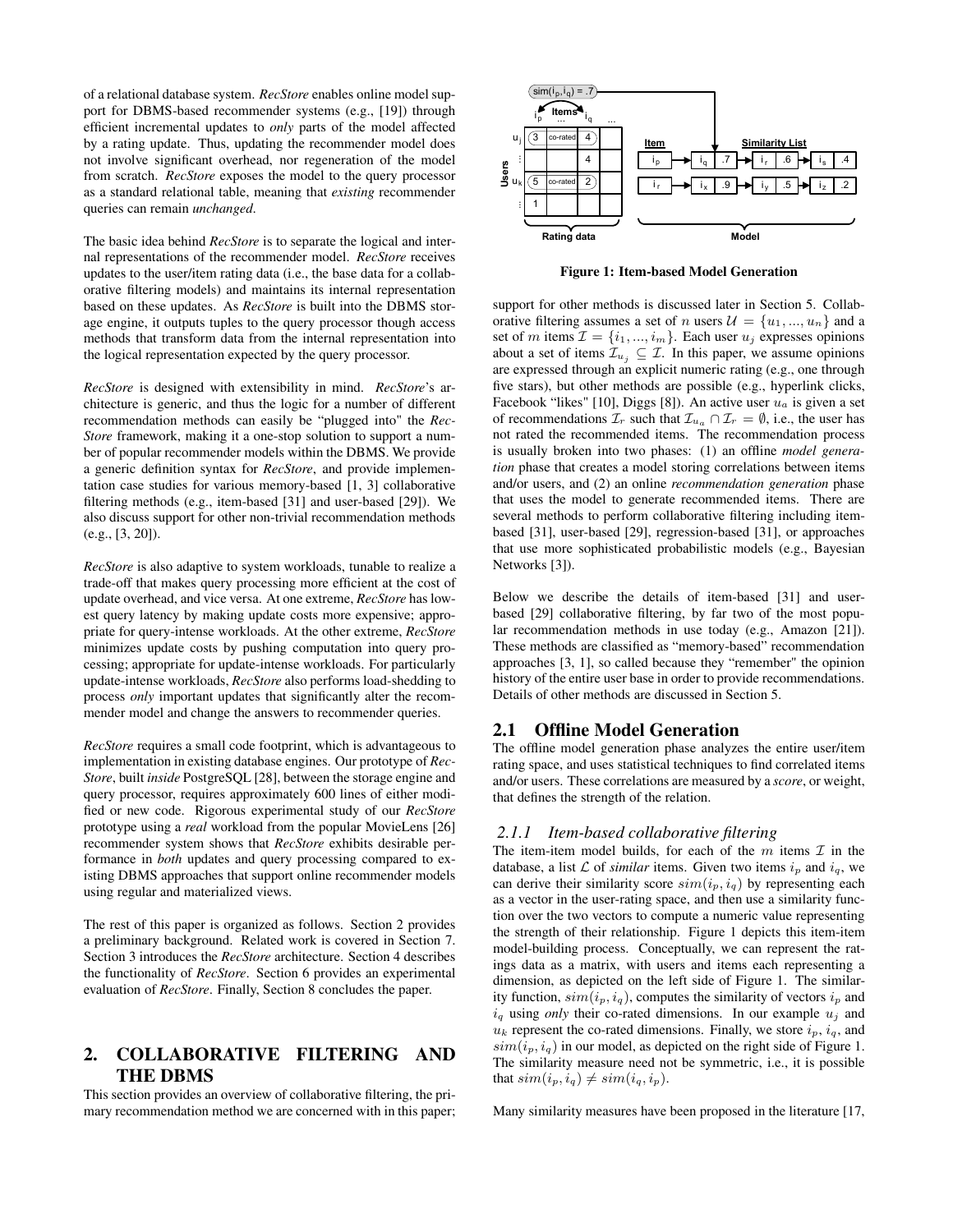of a relational database system. *RecStore* enables online model support for DBMS-based recommender systems (e.g., [19]) through efficient incremental updates to *only* parts of the model affected by a rating update. Thus, updating the recommender model does not involve significant overhead, nor regeneration of the model from scratch. *RecStore* exposes the model to the query processor as a standard relational table, meaning that *existing* recommender queries can remain *unchanged*.

The basic idea behind *RecStore* is to separate the logical and internal representations of the recommender model. *RecStore* receives updates to the user/item rating data (i.e., the base data for a collaborative filtering models) and maintains its internal representation based on these updates. As *RecStore* is built into the DBMS storage engine, it outputs tuples to the query processor though access methods that transform data from the internal representation into the logical representation expected by the query processor.

*RecStore* is designed with extensibility in mind. *RecStore*'s architecture is generic, and thus the logic for a number of different recommendation methods can easily be "plugged into" the *RecStore* framework, making it a one-stop solution to support a number of popular recommender models within the DBMS. We provide a generic definition syntax for *RecStore*, and provide implementation case studies for various memory-based [1, 3] collaborative filtering methods (e.g., item-based [31] and user-based [29]). We also discuss support for other non-trivial recommendation methods (e.g., [3, 20]).

*RecStore* is also adaptive to system workloads, tunable to realize a trade-off that makes query processing more efficient at the cost of update overhead, and vice versa. At one extreme, *RecStore* has lowest query latency by making update costs more expensive; appropriate for query-intense workloads. At the other extreme, *RecStore* minimizes update costs by pushing computation into query processing; appropriate for update-intense workloads. For particularly update-intense workloads, *RecStore* also performs load-shedding to process *only* important updates that significantly alter the recommender model and change the answers to recommender queries.

*RecStore* requires a small code footprint, which is advantageous to implementation in existing database engines. Our prototype of *RecStore*, built *inside* PostgreSQL [28], between the storage engine and query processor, requires approximately 600 lines of either modified or new code. Rigorous experimental study of our *RecStore* prototype using a *real* workload from the popular MovieLens [26] recommender system shows that *RecStore* exhibits desirable performance in *both* updates and query processing compared to existing DBMS approaches that support online recommender models using regular and materialized views.

The rest of this paper is organized as follows. Section 2 provides a preliminary background. Related work is covered in Section 7. Section 3 introduces the *RecStore* architecture. Section 4 describes the functionality of *RecStore*. Section 6 provides an experimental evaluation of *RecStore*. Finally, Section 8 concludes the paper.

## 2. COLLABORATIVE FILTERING AND THE DBMS

This section provides an overview of collaborative filtering, the primary recommendation method we are concerned with in this paper; support for other methods is discussed later in Section 5. Collaborative filtering assumes a set of $n$ users $\mathcal{U} = \{u_1, ..., u_n\}$ and a set of $m$ items $\mathcal{I} = \{i_1, ..., i_m\}$. Each user $u_j$ expresses opinions about a set of items $\mathcal{I}_{u_j} \subseteq \mathcal{I}$. In this paper, we assume opinions are expressed through an explicit numeric rating (e.g., one through five stars), but other methods are possible (e.g., hyperlink clicks, Facebook "likes" [10], Diggs [8]). An active user $u_a$ is given a set of recommendations $\mathcal{I}_r$ such that $\mathcal{I}_{u_a} \cap \mathcal{I}_r = \emptyset$, i.e., the user has not rated the recommended items. The recommendation process is usually broken into two phases: (1) an offline *model generation* phase that creates a model storing correlations between items and/or users, and (2) an online *recommendation generation* phase that uses the model to generate recommended items. There are several methods to perform collaborative filtering including item-based [31], user-based [29], regression-based [31], or approaches that use more sophisticated probabilistic models (e.g., Bayesian Networks [3]).

Below we describe the details of item-based [31] and user-based [29] collaborative filtering, by far two of the most popular recommendation methods in use today (e.g., Amazon [21]). These methods are classified as "memory-based" recommendation approaches [3, 1], so called because they "remember" the opinion history of the entire user base in order to provide recommendations. Details of other methods are discussed in Section 5.

**Figure 1: Item-based Model Generation**

### 2.1 Offline Model Generation

The offline model generation phase analyzes the entire user/item rating space, and uses statistical techniques to find correlated items and/or users. These correlations are measured by a *score*, or weight, that defines the strength of the relation.

#### 2.1.1 Item-based collaborative filtering

The item-item model builds, for each of the $m$ items $\mathcal{I}$ in the database, a list $\mathcal{L}$ of *similar* items. Given two items $i_p$ and $i_q$, we can derive their similarity score $sim(i_p, i_q)$ by representing each as a vector in the user-rating space, and then use a similarity function over the two vectors to compute a numeric value representing the strength of their relationship. Figure 1 depicts this item-item model-building process. Conceptually, we can represent the ratings data as a matrix, with users and items each representing a dimension, as depicted on the left side of Figure 1. The similarity function, $sim(i_p, i_q)$, computes the similarity of vectors $i_p$ and $i_q$ using *only* their co-rated dimensions. In our example $u_j$ and $u_k$ represent the co-rated dimensions. Finally, we store $i_p$, $i_q$, and $sim(i_p, i_q)$ in our model, as depicted on the right side of Figure 1. The similarity measure need not be symmetric, i.e., it is possible that $sim(i_p, i_q) \neq sim(i_q, i_p)$.

Many similarity measures have been proposed in the literature [17,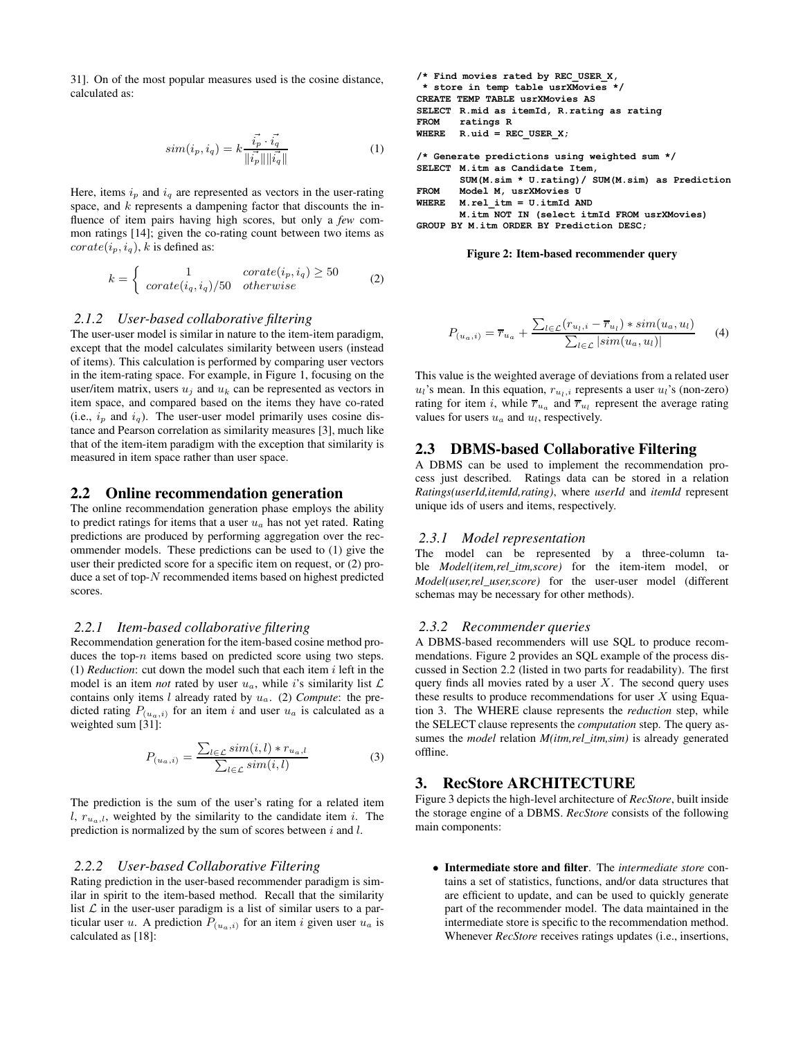31]. On of the most popular measures used is the cosine distance, calculated as:

$$sim(i_p, i_q) = k \frac{\vec{i_p} \cdot \vec{i_q}}{\|\vec{i_p}\| \|\vec{i_q}\|} \quad (1)$$

Here, items $i_p$ and $i_q$ are represented as vectors in the user-rating space, and $k$ represents a dampening factor that discounts the influence of item pairs having high scores, but only a *few* common ratings [14]; given the co-rating count between two items as $corate(i_p, i_q)$, $k$ is defined as:

$$k = \begin{cases} 1 & corate(i_p, i_q) \geq 50 \\ corate(i_q, i_q)/50 & otherwise \end{cases} \quad (2)$$

### 2.1.2 User-based collaborative filtering

The user-user model is similar in nature to the item-item paradigm, except that the model calculates similarity between users (instead of items). This calculation is performed by comparing user vectors in the item-rating space. For example, in Figure 1, focusing on the user/item matrix, users $u_j$ and $u_k$ can be represented as vectors in item space, and compared based on the items they have co-rated (i.e., $i_p$ and $i_q$). The user-user model primarily uses cosine distance and Pearson correlation as similarity measures [3], much like that of the item-item paradigm with the exception that similarity is measured in item space rather than user space.

## 2.2 Online recommendation generation

The online recommendation generation phase employs the ability to predict ratings for items that a user $u_a$ has not yet rated. Rating predictions are produced by performing aggregation over the recommender models. These predictions can be used to (1) give the user their predicted score for a specific item on request, or (2) produce a set of top-$N$ recommended items based on highest predicted scores.

### 2.2.1 Item-based collaborative filtering

Recommendation generation for the item-based cosine method produces the top-$n$ items based on predicted score using two steps. (1) *Reduction*: cut down the model such that each item $i$ left in the model is an item *not* rated by user $u_a$, while $i$'s similarity list $\mathcal{L}$ contains only items $l$ already rated by $u_a$. (2) *Compute*: the predicted rating $P_{(u_a,i)}$ for an item $i$ and user $u_a$ is calculated as a weighted sum [31]:

$$P_{(u_a,i)} = \frac{\sum_{l \in \mathcal{L}} sim(i,l) * r_{u_a,l}}{\sum_{l \in \mathcal{L}} sim(i,l)} \quad (3)$$

The prediction is the sum of the user's rating for a related item $l$, $r_{u_a,l}$, weighted by the similarity to the candidate item $i$. The prediction is normalized by the sum of scores between $i$ and $l$.

### 2.2.2 User-based Collaborative Filtering

Rating prediction in the user-based recommender paradigm is similar in spirit to the item-based method. Recall that the similarity list $\mathcal{L}$ in the user-user paradigm is a list of similar users to a particular user $u$. A prediction $P_{(u_a,i)}$ for an item $i$ given user $u_a$ is calculated as [18]:

```
/* Find movies rated by REC_USER_X,
 * store in temp table usrXMovies */
CREATE TEMP TABLE usrXMovies AS
SELECT R.mid as itemId, R.rating as rating
FROM   ratings R
WHERE  R.uid = REC_USER_X;

/* Generate predictions using weighted sum */
SELECT M.itm as Candidate Item,
       SUM(M.sim * U.rating)/ SUM(M.sim) as Prediction
FROM   Model M, usrXMovies U
WHERE  M.rel_itm = U.itmId AND
       M.itm NOT IN (select itmId FROM usrXMovies)
GROUP BY M.itm ORDER BY Prediction DESC;
```

**Figure 2: Item-based recommender query**

$$P_{(u_a,i)} = \overline{r}_{u_a} + \frac{\sum_{l \in \mathcal{L}} (r_{u_l,i} - \overline{r}_{u_l}) * sim(u_a, u_l)}{\sum_{l \in \mathcal{L}} |sim(u_a, u_l)|} \quad (4)$$

This value is the weighted average of deviations from a related user $u_l$'s mean. In this equation, $r_{u_l,i}$ represents a user $u_l$'s (non-zero) rating for item $i$, while $\overline{r}_{u_a}$ and $\overline{r}_{u_l}$ represent the average rating values for users $u_a$ and $u_l$, respectively.

## 2.3 DBMS-based Collaborative Filtering

A DBMS can be used to implement the recommendation process just described. Ratings data can be stored in a relation *Ratings(userId,itemId,rating)*, where *userId* and *itemId* represent unique ids of users and items, respectively.

### 2.3.1 Model representation

The model can be represented by a three-column table *Model(item,rel_itm,score)* for the item-item model, or *Model(user,rel_user,score)* for the user-user model (different schemas may be necessary for other methods).

### 2.3.2 Recommender queries

A DBMS-based recommenders will use SQL to produce recommendations. Figure 2 provides an SQL example of the process discussed in Section 2.2 (listed in two parts for readability). The first query finds all movies rated by a user $X$. The second query uses these results to produce recommendations for user $X$ using Equation 3. The WHERE clause represents the *reduction* step, while the SELECT clause represents the *computation* step. The query assumes the *model* relation *M(itm,rel_itm,sim)* is already generated offline.

# 3. RecStore ARCHITECTURE

Figure 3 depicts the high-level architecture of *RecStore*, built inside the storage engine of a DBMS. *RecStore* consists of the following main components:

- **Intermediate store and filter**. The *intermediate store* contains a set of statistics, functions, and/or data structures that are efficient to update, and can be used to quickly generate part of the recommender model. The data maintained in the intermediate store is specific to the recommendation method. Whenever *RecStore* receives ratings updates (i.e., insertions,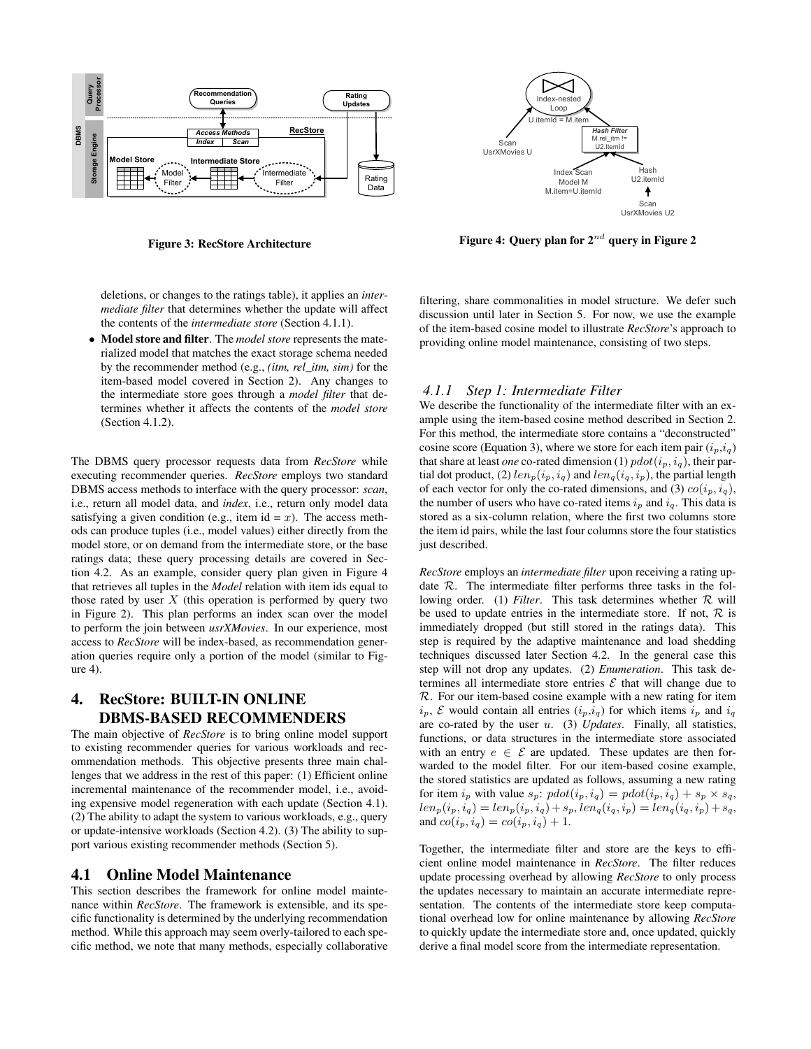Figure 3: RecStore Architecture

Figure 4: Query plan for 2$^{nd}$ query in Figure 2

deletions, or changes to the ratings table), it applies an *intermediate filter* that determines whether the update will affect the contents of the *intermediate store* (Section 4.1.1).

- **Model store and filter**. The *model store* represents the materialized model that matches the exact storage schema needed by the recommender method (e.g., *(itm, rel_itm, sim)* for the item-based model covered in Section 2). Any changes to the intermediate store goes through a *model filter* that determines whether it affects the contents of the *model store* (Section 4.1.2).

The DBMS query processor requests data from *RecStore* while executing recommender queries. *RecStore* employs two standard DBMS access methods to interface with the query processor: *scan*, i.e., return all model data, and *index*, i.e., return only model data satisfying a given condition (e.g., item id = $x$). The access methods can produce tuples (i.e., model values) either directly from the model store, or on demand from the intermediate store, or the base ratings data; these query processing details are covered in Section 4.2. As an example, consider query plan given in Figure 4 that retrieves all tuples in the *Model* relation with item ids equal to those rated by user $X$ (this operation is performed by query two in Figure 2). This plan performs an index scan over the model to perform the join between *usrXMovies*. In our experience, most access to *RecStore* will be index-based, as recommendation generation queries require only a portion of the model (similar to Figure 4).

# 4. RecStore: BUILT-IN ONLINE DBMS-BASED RECOMMENDERS

The main objective of *RecStore* is to bring online model support to existing recommender queries for various workloads and recommendation methods. This objective presents three main challenges that we address in the rest of this paper: (1) Efficient online incremental maintenance of the recommender model, i.e., avoiding expensive model regeneration with each update (Section 4.1). (2) The ability to adapt the system to various workloads, e.g., query or update-intensive workloads (Section 4.2). (3) The ability to support various existing recommender methods (Section 5).

## 4.1 Online Model Maintenance

This section describes the framework for online model maintenance within *RecStore*. The framework is extensible, and its specific functionality is determined by the underlying recommendation method. While this approach may seem overly-tailored to each specific method, we note that many methods, especially collaborative filtering, share commonalities in model structure. We defer such discussion until later in Section 5. For now, we use the example of the item-based cosine model to illustrate *RecStore*'s approach to providing online model maintenance, consisting of two steps.

### 4.1.1 Step 1: Intermediate Filter

We describe the functionality of the intermediate filter with an example using the item-based cosine method described in Section 2. For this method, the intermediate store contains a "deconstructed" cosine score (Equation 3), where we store for each item pair $(i_p,i_q)$ that share at least *one* co-rated dimension (1) $pdot(i_p, i_q)$, their partial dot product, (2) $len_p(i_p, i_q)$ and $len_q(i_q, i_p)$, the partial length of each vector for only the co-rated dimensions, and (3) $co(i_p, i_q)$, the number of users who have co-rated items $i_p$ and $i_q$. This data is stored as a six-column relation, where the first two columns store the item id pairs, while the last four columns store the four statistics just described.

*RecStore* employs an *intermediate filter* upon receiving a rating update $\mathcal{R}$. The intermediate filter performs three tasks in the following order. (1) *Filter*. This task determines whether $\mathcal{R}$ will be used to update entries in the intermediate store. If not, $\mathcal{R}$ is immediately dropped (but still stored in the ratings data). This step is required by the adaptive maintenance and load shedding techniques discussed later Section 4.2. In the general case this step will not drop any updates. (2) *Enumeration*. This task determines all intermediate store entries $\mathcal{E}$ that will change due to $\mathcal{R}$. For our item-based cosine example with a new rating for item $i_p$, $\mathcal{E}$ would contain all entries $(i_p,i_q)$ for which items $i_p$ and $i_q$ are co-rated by the user $u$. (3) *Updates*. Finally, all statistics, functions, or data structures in the intermediate store associated with an entry $e \in \mathcal{E}$ are updated. These updates are then forwarded to the model filter. For our item-based cosine example, the stored statistics are updated as follows, assuming a new rating for item $i_p$ with value $s_p$: $pdot(i_p, i_q) = pdot(i_p, i_q) + s_p \times s_q$, $len_p(i_p, i_q) = len_p(i_p, i_q) + s_p$, $len_q(i_q, i_p) = len_q(i_q, i_p) + s_q$, and $co(i_p, i_q) = co(i_p, i_q) + 1$.

Together, the intermediate filter and store are the keys to efficient online model maintenance in *RecStore*. The filter reduces update processing overhead by allowing *RecStore* to only process the updates necessary to maintain an accurate intermediate representation. The contents of the intermediate store keep computational overhead low for online maintenance by allowing *RecStore* to quickly update the intermediate store and, once updated, quickly derive a final model score from the intermediate representation.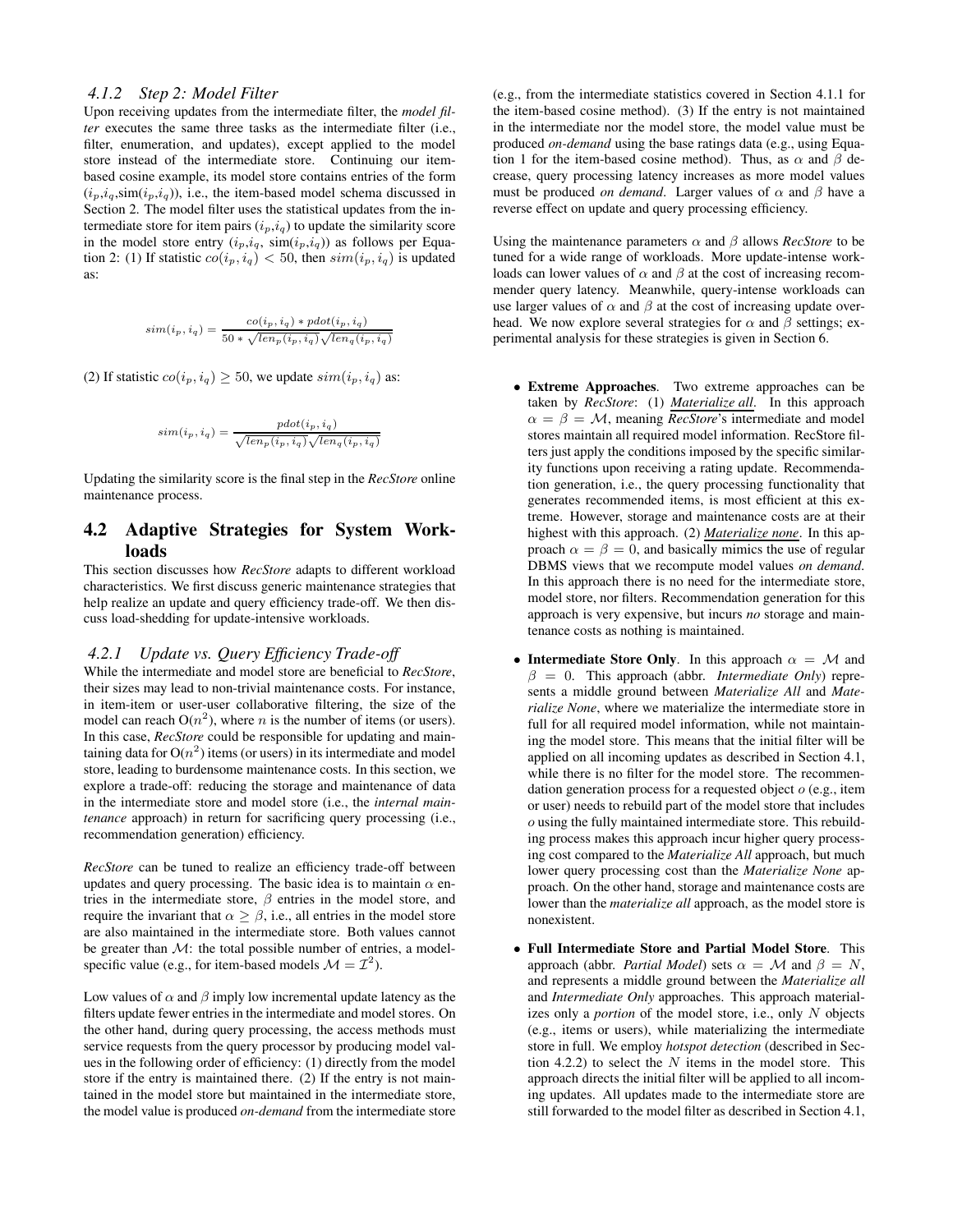### 4.1.2 Step 2: Model Filter

Upon receiving updates from the intermediate filter, the *model filter* executes the same three tasks as the intermediate filter (i.e., filter, enumeration, and updates), except applied to the model store instead of the intermediate store. Continuing our item-based cosine example, its model store contains entries of the form ($i_p$,$i_q$,sim($i_p$,$i_q$)), i.e., the item-based model schema discussed in Section 2. The model filter uses the statistical updates from the intermediate store for item pairs ($i_p$,$i_q$) to update the similarity score in the model store entry ($i_p$,$i_q$, sim($i_p$,$i_q$)) as follows per Equation 2: (1) If statistic $co(i_p, i_q) < 50$, then $sim(i_p, i_q)$ is updated as:

$$sim(i_p, i_q) = \frac{co(i_p, i_q) * pdot(i_p, i_q)}{50 * \sqrt{len_p(i_p, i_q)}\sqrt{len_q(i_p, i_q)}}$$

(2) If statistic $co(i_p, i_q) \geq 50$, we update $sim(i_p, i_q)$ as:

$$sim(i_p, i_q) = \frac{pdot(i_p, i_q)}{\sqrt{len_p(i_p, i_q)}\sqrt{len_q(i_p, i_q)}}$$

Updating the similarity score is the final step in the *RecStore* online maintenance process.

## 4.2 Adaptive Strategies for System Workloads

This section discusses how *RecStore* adapts to different workload characteristics. We first discuss generic maintenance strategies that help realize an update and query efficiency trade-off. We then discuss load-shedding for update-intensive workloads.

### 4.2.1 Update vs. Query Efficiency Trade-off

While the intermediate and model store are beneficial to *RecStore*, their sizes may lead to non-trivial maintenance costs. For instance, in item-item or user-user collaborative filtering, the size of the model can reach O($n^2$), where $n$ is the number of items (or users). In this case, *RecStore* could be responsible for updating and maintaining data for O($n^2$) items (or users) in its intermediate and model store, leading to burdensome maintenance costs. In this section, we explore a trade-off: reducing the storage and maintenance of data in the intermediate store and model store (i.e., the *internal maintenance* approach) in return for sacrificing query processing (i.e., recommendation generation) efficiency.

*RecStore* can be tuned to realize an efficiency trade-off between updates and query processing. The basic idea is to maintain $\alpha$ entries in the intermediate store, $\beta$ entries in the model store, and require the invariant that $\alpha \geq \beta$, i.e., all entries in the model store are also maintained in the intermediate store. Both values cannot be greater than $\mathcal{M}$: the total possible number of entries, a model-specific value (e.g., for item-based models $\mathcal{M} = \mathcal{I}^2$).

Low values of $\alpha$ and $\beta$ imply low incremental update latency as the filters update fewer entries in the intermediate and model stores. On the other hand, during query processing, the access methods must service requests from the query processor by producing model values in the following order of efficiency: (1) directly from the model store if the entry is maintained there. (2) If the entry is not maintained in the model store but maintained in the intermediate store, the model value is produced *on-demand* from the intermediate store (e.g., from the intermediate statistics covered in Section 4.1.1 for the item-based cosine method). (3) If the entry is not maintained in the intermediate nor the model store, the model value must be produced *on-demand* using the base ratings data (e.g., using Equation 1 for the item-based cosine method). Thus, as $\alpha$ and $\beta$ decrease, query processing latency increases as more model values must be produced *on demand*. Larger values of $\alpha$ and $\beta$ have a reverse effect on update and query processing efficiency.

Using the maintenance parameters $\alpha$ and $\beta$ allows *RecStore* to be tuned for a wide range of workloads. More update-intense workloads can lower values of $\alpha$ and $\beta$ at the cost of increasing recommender query latency. Meanwhile, query-intense workloads can use larger values of $\alpha$ and $\beta$ at the cost of increasing update overhead. We now explore several strategies for $\alpha$ and $\beta$ settings; experimental analysis for these strategies is given in Section 6.

- **Extreme Approaches**. Two extreme approaches can be taken by *RecStore*: (1) ***Materialize all***. In this approach $\alpha = \beta = \mathcal{M}$, meaning *RecStore*'s intermediate and model stores maintain all required model information. RecStore filters just apply the conditions imposed by the specific similarity functions upon receiving a rating update. Recommendation generation, i.e., the query processing functionality that generates recommended items, is most efficient at this extreme. However, storage and maintenance costs are at their highest with this approach. (2) ***Materialize none***. In this approach $\alpha = \beta = 0$, and basically mimics the use of regular DBMS views that we recompute model values *on demand*. In this approach there is no need for the intermediate store, model store, nor filters. Recommendation generation for this approach is very expensive, but incurs *no* storage and maintenance costs as nothing is maintained.

- **Intermediate Store Only**. In this approach $\alpha = \mathcal{M}$ and $\beta = 0$. This approach (abbr. *Intermediate Only*) represents a middle ground between *Materialize All* and *Materialize None*, where we materialize the intermediate store in full for all required model information, while not maintaining the model store. This means that the initial filter will be applied on all incoming updates as described in Section 4.1, while there is no filter for the model store. The recommendation generation process for a requested object $o$ (e.g., item or user) needs to rebuild part of the model store that includes $o$ using the fully maintained intermediate store. This rebuilding process makes this approach incur higher query processing cost compared to the *Materialize All* approach, but much lower query processing cost than the *Materialize None* approach. On the other hand, storage and maintenance costs are lower than the *materialize all* approach, as the model store is nonexistent.

- **Full Intermediate Store and Partial Model Store**. This approach (abbr. *Partial Model*) sets $\alpha = \mathcal{M}$ and $\beta = N$, and represents a middle ground between the *Materialize all* and *Intermediate Only* approaches. This approach materializes only a *portion* of the model store, i.e., only $N$ objects (e.g., items or users), while materializing the intermediate store in full. We employ *hotspot detection* (described in Section 4.2.2) to select the $N$ items in the model store. This approach directs the initial filter will be applied to all incoming updates. All updates made to the intermediate store are still forwarded to the model filter as described in Section 4.1,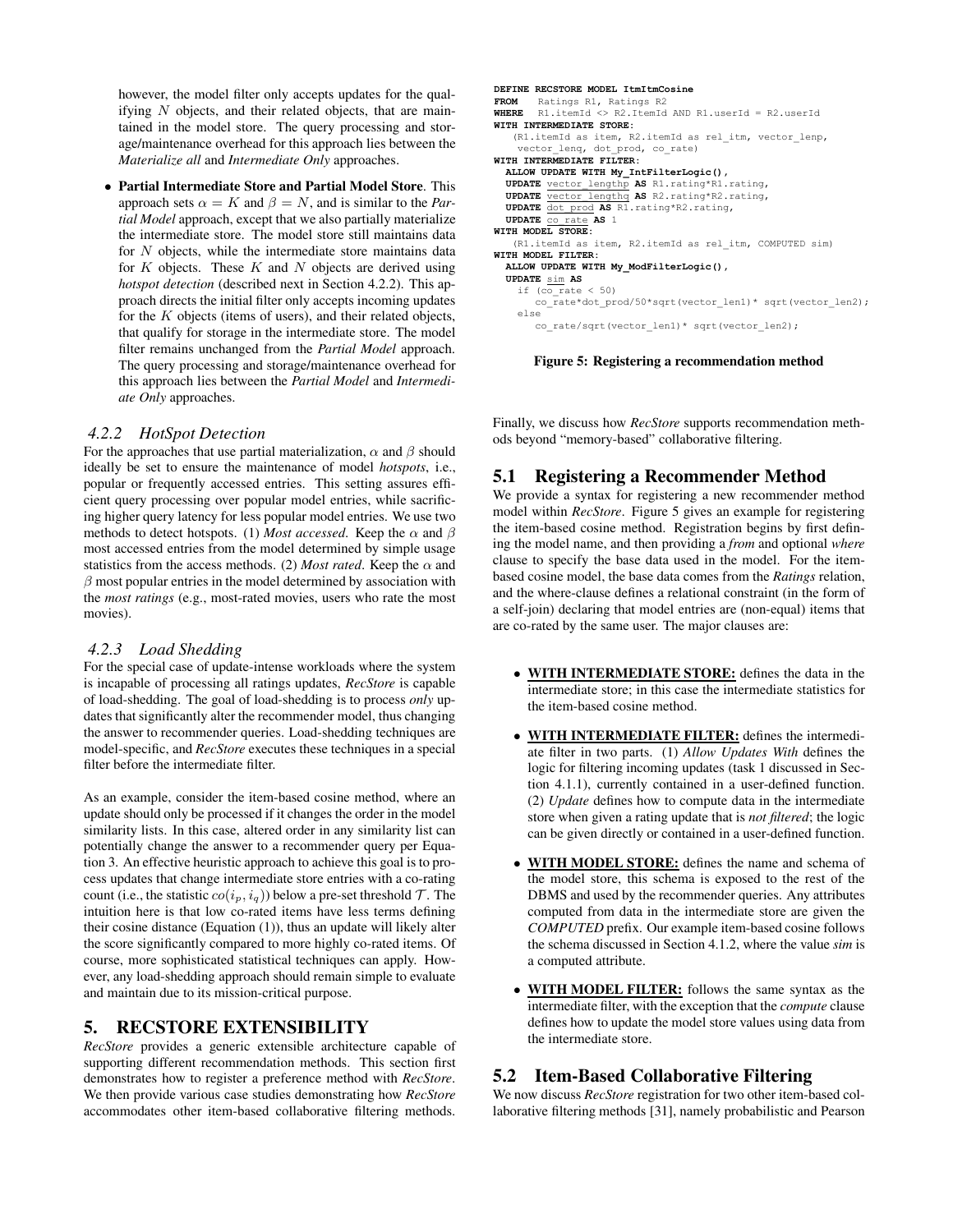however, the model filter only accepts updates for the qualifying $N$ objects, and their related objects, that are maintained in the model store. The query processing and storage/maintenance overhead for this approach lies between the *Materialize all* and *Intermediate Only* approaches.

- **Partial Intermediate Store and Partial Model Store**. This approach sets $\alpha = K$ and $\beta = N$, and is similar to the *Partial Model* approach, except that we also partially materialize the intermediate store. The model store still maintains data for $N$ objects, while the intermediate store maintains data for $K$ objects. These $K$ and $N$ objects are derived using *hotspot detection* (described next in Section 4.2.2). This approach directs the initial filter only accepts incoming updates for the $K$ objects (items of users), and their related objects, that qualify for storage in the intermediate store. The model filter remains unchanged from the *Partial Model* approach. The query processing and storage/maintenance overhead for this approach lies between the *Partial Model* and *Intermediate Only* approaches.

### 4.2.2 HotSpot Detection

For the approaches that use partial materialization, $\alpha$ and $\beta$ should ideally be set to ensure the maintenance of model *hotspots*, i.e., popular or frequently accessed entries. This setting assures efficient query processing over popular model entries, while sacrificing higher query latency for less popular model entries. We use two methods to detect hotspots. (1) *Most accessed*. Keep the $\alpha$ and $\beta$ most accessed entries from the model determined by simple usage statistics from the access methods. (2) *Most rated*. Keep the $\alpha$ and $\beta$ most popular entries in the model determined by association with the *most ratings* (e.g., most-rated movies, users who rate the most movies).

### 4.2.3 Load Shedding

For the special case of update-intense workloads where the system is incapable of processing all ratings updates, *RecStore* is capable of load-shedding. The goal of load-shedding is to process *only* updates that significantly alter the recommender model, thus changing the answer to recommender queries. Load-shedding techniques are model-specific, and *RecStore* executes these techniques in a special filter before the intermediate filter.

As an example, consider the item-based cosine method, where an update should only be processed if it changes the order in the model similarity lists. In this case, altered order in any similarity list can potentially change the answer to a recommender query per Equation 3. An effective heuristic approach to achieve this goal is to process updates that change intermediate store entries with a co-rating count (i.e., the statistic $co(i_p, i_q)$) below a pre-set threshold $\mathcal{T}$. The intuition here is that low co-rated items have less terms defining their cosine distance (Equation (1)), thus an update will likely alter the score significantly compared to more highly co-rated items. Of course, more sophisticated statistical techniques can apply. However, any load-shedding approach should remain simple to evaluate and maintain due to its mission-critical purpose.

## 5. RECSTORE EXTENSIBILITY

*RecStore* provides a generic extensible architecture capable of supporting different recommendation methods. This section first demonstrates how to register a preference method with *RecStore*. We then provide various case studies demonstrating how *RecStore* accommodates other item-based collaborative filtering methods. Finally, we discuss how *RecStore* supports recommendation methods beyond "memory-based" collaborative filtering.

```
DEFINE RECSTORE MODEL ItmItmCosine
FROM   Ratings R1, Ratings R2
WHERE  R1.itemId <> R2.ItemId AND R1.userId = R2.userId
WITH INTERMEDIATE STORE:
   (R1.itemId as item, R2.itemId as rel_itm, vector_lenp,
    vector_lenq, dot_prod, co_rate)
WITH INTERMEDIATE FILTER:
  ALLOW UPDATE WITH My_IntFilterLogic(),
  UPDATE vector_lengthp AS R1.rating*R1.rating,
  UPDATE vector_lengthq AS R2.rating*R2.rating,
  UPDATE dot_prod AS R1.rating*R2.rating,
  UPDATE co_rate AS 1
WITH MODEL STORE:
   (R1.itemId as item, R2.itemId as rel_itm, COMPUTED sim)
WITH MODEL FILTER:
  ALLOW UPDATE WITH My_ModFilterLogic(),
  UPDATE sim AS
   if (co_rate < 50)
      co_rate*dot_prod/50*sqrt(vector_len1)* sqrt(vector_len2);
   else
      co_rate/sqrt(vector_len1)* sqrt(vector_len2);
```

**Figure 5: Registering a recommendation method**

## 5.1 Registering a Recommender Method

We provide a syntax for registering a new recommender method model within *RecStore*. Figure 5 gives an example for registering the item-based cosine method. Registration begins by first defining the model name, and then providing a *from* and optional *where* clause to specify the base data used in the model. For the item-based cosine model, the base data comes from the *Ratings* relation, and the where-clause defines a relational constraint (in the form of a self-join) declaring that model entries are (non-equal) items that are co-rated by the same user. The major clauses are:

- **WITH INTERMEDIATE STORE:** defines the data in the intermediate store; in this case the intermediate statistics for the item-based cosine method.
- **WITH INTERMEDIATE FILTER:** defines the intermediate filter in two parts. (1) *Allow Updates With* defines the logic for filtering incoming updates (task 1 discussed in Section 4.1.1), currently contained in a user-defined function. (2) *Update* defines how to compute data in the intermediate store when given a rating update that is *not filtered*; the logic can be given directly or contained in a user-defined function.
- **WITH MODEL STORE:** defines the name and schema of the model store, this schema is exposed to the rest of the DBMS and used by the recommender queries. Any attributes computed from data in the intermediate store are given the *COMPUTED* prefix. Our example item-based cosine follows the schema discussed in Section 4.1.2, where the value *sim* is a computed attribute.
- **WITH MODEL FILTER:** follows the same syntax as the intermediate filter, with the exception that the *compute* clause defines how to update the model store values using data from the intermediate store.

## 5.2 Item-Based Collaborative Filtering

We now discuss *RecStore* registration for two other item-based collaborative filtering methods [31], namely probabilistic and Pearson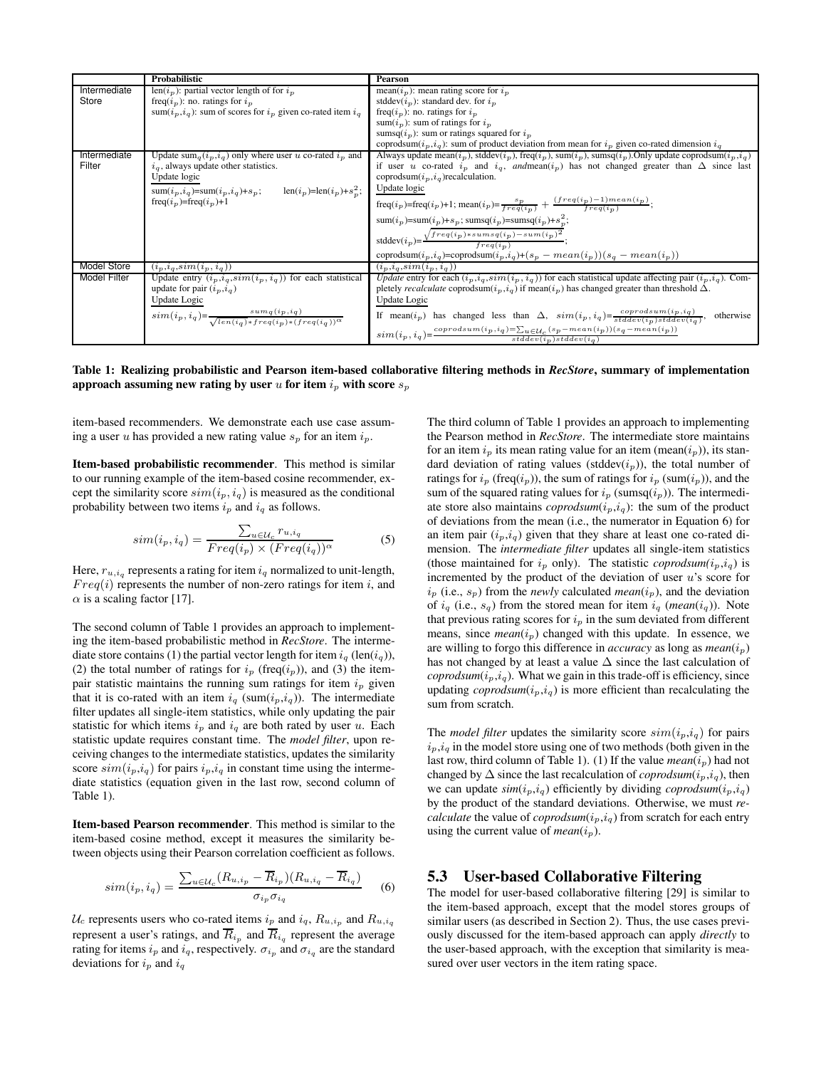| | Probabilistic | Pearson |
|---|---|---|
| Intermediate Store | len($i_p$): partial vector length of for $i_p$<br>freq($i_p$): no. ratings for $i_p$<br>sum($i_p$,$i_q$): sum of scores for $i_p$ given co-rated item $i_q$ | mean($i_p$): mean rating score for $i_p$<br>stddev($i_p$): standard dev. for $i_p$<br>freq($i_p$): no. ratings for $i_p$<br>sum($i_p$): sum of ratings for $i_p$<br>sumsq($i_p$): sum or ratings squared for $i_p$<br>coprodsum($i_p$,$i_q$): sum of product deviation from mean for $i_p$ given co-rated dimension $i_q$ |
| Intermediate Filter | Update sum$_q$($i_p$,$i_q$) only where user $u$ co-rated $i_p$ and $i_q$, always update other statistics.<br>Update logic<br>sum($i_p$,$i_q$)=sum($i_p$,$i_q$)+$s_p$; len($i_p$)=len($i_p$)+$s_p^2$; freq($i_p$)=freq($i_p$)+1 | Always update mean($i_p$), stddev($i_p$), freq($i_p$), sum($i_p$), sumsq($i_p$).Only update coprodsum($i_p$,$i_q$) if user $u$ co-rated $i_p$ and $i_q$, *and*mean($i_p$) has not changed greater than $\Delta$ since last coprodsum($i_p$,$i_q$)recalculation.<br>Update logic<br>freq($i_p$)=freq($i_p$)+1; mean($i_p$)=$\frac{s_p}{freq(i_p)} + \frac{(freq(i_p)-1)mean(i_p)}{freq(i_p)}$;<br>sum($i_p$)=sum($i_p$)+$s_p$; sumsq($i_p$)=sumsq($i_p$)+$s_p^2$;<br>stddev($i_p$)=$\frac{\sqrt{freq(i_p)*sumsq(i_p)-sum(i_p)^2}}{freq(i_p)}$;<br>coprodsum($i_p$,$i_q$)=coprodsum($i_p$,$i_q$)+$(s_p - mean(i_p))(s_q - mean(i_p))$ |
| Model Store | $(i_p, i_q, sim(i_p, i_q))$ | $(i_p, i_q, sim(i_p, i_q))$ |
| Model Filter | Update entry $(i_p, i_q, sim(i_p, i_q))$ for each statistical update for pair ($i_p$,$i_q$)<br>Update Logic<br>$sim(i_p, i_q) = \frac{sum_q(i_p, i_q)}{\sqrt{len(i_q)*freq(i_p)*(freq(i_q))^{\alpha}}}$ | *Update* entry for each $(i_p, i_q, sim(i_p, i_q))$ for each statistical update affecting pair ($i_p$,$i_q$). Completely *recalculate* coprodsum($i_p$,$i_q$) if mean($i_p$) has changed greater than threshold $\Delta$.<br>Update Logic<br>If mean($i_p$) has changed less than $\Delta$, $sim(i_p, i_q) = \frac{coprodsum(i_p, i_q)}{stddev(i_p)stddev(i_q)}$, otherwise $sim(i_p, i_q) = \frac{coprodsum(i_p, i_q) = \sum_{u \in \mathcal{U}_c}(s_p - mean(i_p))(s_q - mean(i_p))}{stddev(i_p)stddev(i_q)}$ |

**Table 1: Realizing probabilistic and Pearson item-based collaborative filtering methods in *RecStore*, summary of implementation approach assuming new rating by user $u$ for item $i_p$ with score $s_p$**

item-based recommenders. We demonstrate each use case assuming a user $u$ has provided a new rating value $s_p$ for an item $i_p$.

**Item-based probabilistic recommender**. This method is similar to our running example of the item-based cosine recommender, except the similarity score $sim(i_p, i_q)$ is measured as the conditional probability between two items $i_p$ and $i_q$ as follows.

$$sim(i_p, i_q) = \frac{\sum_{u \in \mathcal{U}_c} r_{u,i_q}}{Freq(i_p) \times (Freq(i_q))^{\alpha}} \quad (5)$$

Here, $r_{u,i_q}$ represents a rating for item $i_q$ normalized to unit-length, $Freq(i)$ represents the number of non-zero ratings for item $i$, and $\alpha$ is a scaling factor [17].

The second column of Table 1 provides an approach to implementing the item-based probabilistic method in *RecStore*. The intermediate store contains (1) the partial vector length for item $i_q$ (len($i_q$)), (2) the total number of ratings for $i_p$ (freq($i_p$)), and (3) the item-pair statistic maintains the running sum ratings for item $i_p$ given that it is co-rated with an item $i_q$ (sum($i_p$,$i_q$)). The intermediate filter updates all single-item statistics, while only updating the pair statistic for which items $i_p$ and $i_q$ are both rated by user $u$. Each statistic update requires constant time. The *model filter*, upon receiving changes to the intermediate statistics, updates the similarity score $sim(i_p, i_q)$ for pairs $i_p$,$i_q$ in constant time using the intermediate statistics (equation given in the last row, second column of Table 1).

**Item-based Pearson recommender**. This method is similar to the item-based cosine method, except it measures the similarity between objects using their Pearson correlation coefficient as follows.

$$sim(i_p, i_q) = \frac{\sum_{u \in \mathcal{U}_c}(R_{u,i_p} - \overline{R}_{i_p})(R_{u,i_q} - \overline{R}_{i_q})}{\sigma_{i_p}\sigma_{i_q}} \quad (6)$$

$\mathcal{U}_c$ represents users who co-rated items $i_p$ and $i_q$, $R_{u,i_p}$ and $R_{u,i_q}$ represent a user's ratings, and $\overline{R}_{i_p}$ and $\overline{R}_{i_q}$ represent the average rating for items $i_p$ and $i_q$, respectively. $\sigma_{i_p}$ and $\sigma_{i_q}$ are the standard deviations for $i_p$ and $i_q$

The third column of Table 1 provides an approach to implementing the Pearson method in *RecStore*. The intermediate store maintains for an item $i_p$ its mean rating value for an item (mean($i_p$)), its standard deviation of rating values (stddev($i_p$)), the total number of ratings for $i_p$ (freq($i_p$)), the sum of ratings for $i_p$ (sum($i_p$)), and the sum of the squared rating values for $i_p$ (sumsq($i_p$)). The intermediate store also maintains *coprodsum*($i_p$,$i_q$): the sum of the product of deviations from the mean (i.e., the numerator in Equation 6) for an item pair ($i_p$,$i_q$) given that they share at least one co-rated dimension. The *intermediate filter* updates all single-item statistics (those maintained for $i_p$ only). The statistic *coprodsum*($i_p$,$i_q$) is incremented by the product of the deviation of user $u$'s score for $i_p$ (i.e., $s_p$) from the *newly* calculated *mean*($i_p$), and the deviation of $i_q$ (i.e., $s_q$) from the stored mean for item $i_q$ (*mean*($i_q$)). Note that previous rating scores for $i_p$ in the sum deviated from different means, since *mean*($i_p$) changed with this update. In essence, we are willing to forgo this difference in *accuracy* as long as *mean*($i_p$) has not changed by at least a value $\Delta$ since the last calculation of *coprodsum*($i_p$,$i_q$). What we gain in this trade-off is efficiency, since updating *coprodsum*($i_p$,$i_q$) is more efficient than recalculating the sum from scratch.

The *model filter* updates the similarity score $sim(i_p, i_q)$ for pairs $i_p$,$i_q$ in the model store using one of two methods (both given in the last row, third column of Table 1). (1) If the value *mean*($i_p$) had not changed by $\Delta$ since the last recalculation of *coprodsum*($i_p$,$i_q$), then we can update *sim*($i_p$,$i_q$) efficiently by dividing *coprodsum*($i_p$,$i_q$) by the product of the standard deviations. Otherwise, we must *recalculate* the value of *coprodsum*($i_p$,$i_q$) from scratch for each entry using the current value of *mean*($i_p$).

## 5.3 User-based Collaborative Filtering

The model for user-based collaborative filtering [29] is similar to the item-based approach, except that the model stores groups of similar users (as described in Section 2). Thus, the use cases previously discussed for the item-based approach can apply *directly* to the user-based approach, with the exception that similarity is measured over user vectors in the item rating space.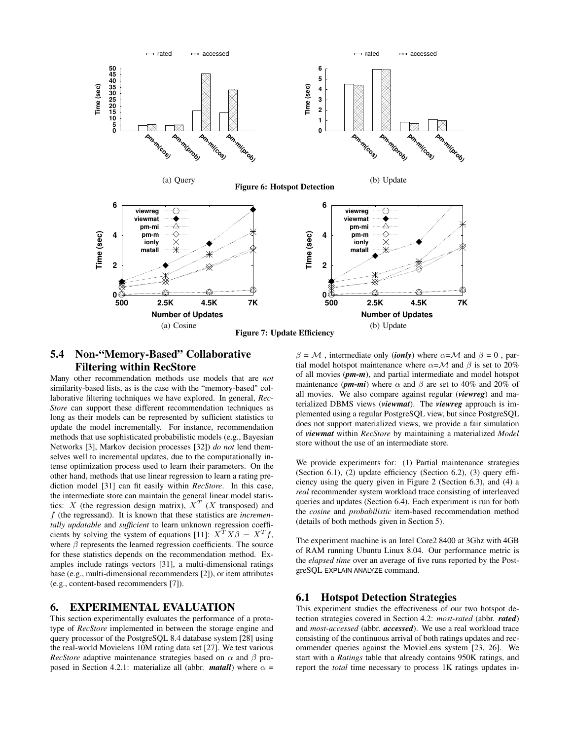(a) Query

(b) Update

**Figure 6: Hotspot Detection**

(a) Cosine

(b) Update

**Figure 7: Update Efficiency**

### 5.4 Non-"Memory-Based" Collaborative Filtering within RecStore

Many other recommendation methods use models that are *not* similarity-based lists, as is the case with the "memory-based" collaborative filtering techniques we have explored. In general, *RecStore* can support these different recommendation techniques as long as their models can be represented by sufficient statistics to update the model incrementally. For instance, recommendation methods that use sophisticated probabilistic models (e.g., Bayesian Networks [3], Markov decision processes [32]) *do not* lend themselves well to incremental updates, due to the computationally intense optimization process used to learn their parameters. On the other hand, methods that use linear regression to learn a rating prediction model [31] can fit easily within *RecStore*. In this case, the intermediate store can maintain the general linear model statistics: $X$ (the regression design matrix), $X^T$ ($X$ transposed) and $f$ (the regressand). It is known that these statistics are *incrementally updatable* and *sufficient* to learn unknown regression coefficients by solving the system of equations [11]: $X^T X\beta = X^T f$, where $\beta$ represents the learned regression coefficients. The source for these statistics depends on the recommendation method. Examples include ratings vectors [31], a multi-dimensional ratings base (e.g., multi-dimensional recommenders [2]), or item attributes (e.g., content-based recommenders [7]).

## 6. EXPERIMENTAL EVALUATION

This section experimentally evaluates the performance of a prototype of *RecStore* implemented in between the storage engine and query processor of the PostgreSQL 8.4 database system [28] using the real-world Movielens 10M rating data set [27]. We test various *RecStore* adaptive maintenance strategies based on $\alpha$ and $\beta$ proposed in Section 4.2.1: materialize all (abbr. ***matall***) where $\alpha$ = $\beta$ = $\mathcal{M}$ , intermediate only (***ionly***) where $\alpha$=$\mathcal{M}$ and $\beta$ = 0 , partial model hotspot maintenance where $\alpha$=$\mathcal{M}$ and $\beta$ is set to 20% of all movies (***pm-m***), and partial intermediate and model hotspot maintenance (***pm-mi***) where $\alpha$ and $\beta$ are set to 40% and 20% of all movies. We also compare against regular (***viewreg***) and materialized DBMS views (***viewmat***). The ***viewreg*** approach is implemented using a regular PostgreSQL view, but since PostgreSQL does not support materialized views, we provide a fair simulation of ***viewmat*** within *RecStore* by maintaining a materialized *Model* store without the use of an intermediate store.

We provide experiments for: (1) Partial maintenance strategies (Section 6.1), (2) update efficiency (Section 6.2), (3) query efficiency using the query given in Figure 2 (Section 6.3), and (4) a *real* recommender system workload trace consisting of interleaved queries and updates (Section 6.4). Each experiment is run for both the *cosine* and *probabilistic* item-based recommendation method (details of both methods given in Section 5).

The experiment machine is an Intel Core2 8400 at 3Ghz with 4GB of RAM running Ubuntu Linux 8.04. Our performance metric is the *elapsed time* over an average of five runs reported by the PostgreSQL EXPLAIN ANALYZE command.

### 6.1 Hotspot Detection Strategies

This experiment studies the effectiveness of our two hotspot detection strategies covered in Section 4.2: *most-rated* (abbr. ***rated***) and *most-accessed* (abbr. ***accessed***). We use a real workload trace consisting of the continuous arrival of both ratings updates and recommender queries against the MovieLens system [23, 26]. We start with a *Ratings* table that already contains 950K ratings, and report the *total* time necessary to process 1K ratings updates in-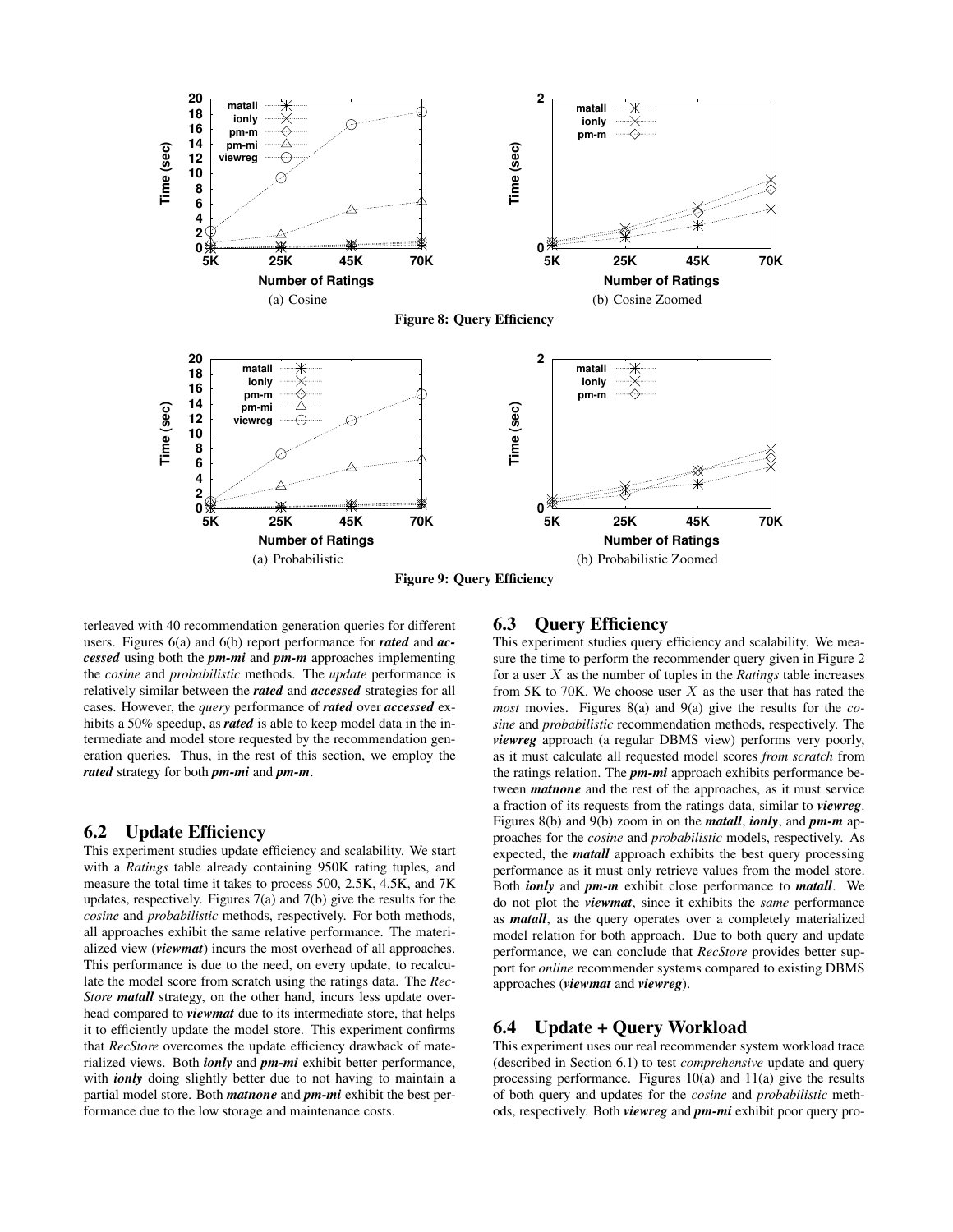(a) Cosine

(b) Cosine Zoomed

**Figure 8: Query Efficiency**

(a) Probabilistic

(b) Probabilistic Zoomed

**Figure 9: Query Efficiency**

terleaved with 40 recommendation generation queries for different users. Figures 6(a) and 6(b) report performance for ***rated*** and ***accessed*** using both the ***pm-mi*** and ***pm-m*** approaches implementing the *cosine* and *probabilistic* methods. The *update* performance is relatively similar between the ***rated*** and ***accessed*** strategies for all cases. However, the *query* performance of ***rated*** over ***accessed*** exhibits a 50% speedup, as ***rated*** is able to keep model data in the intermediate and model store requested by the recommendation generation queries. Thus, in the rest of this section, we employ the ***rated*** strategy for both ***pm-mi*** and ***pm-m***.

## 6.2 Update Efficiency

This experiment studies update efficiency and scalability. We start with a *Ratings* table already containing 950K rating tuples, and measure the total time it takes to process 500, 2.5K, 4.5K, and 7K updates, respectively. Figures 7(a) and 7(b) give the results for the *cosine* and *probabilistic* methods, respectively. For both methods, all approaches exhibit the same relative performance. The materialized view (***viewmat***) incurs the most overhead of all approaches. This performance is due to the need, on every update, to recalculate the model score from scratch using the ratings data. The *RecStore* ***matall*** strategy, on the other hand, incurs less update overhead compared to ***viewmat*** due to its intermediate store, that helps it to efficiently update the model store. This experiment confirms that *RecStore* overcomes the update efficiency drawback of materialized views. Both ***ionly*** and ***pm-mi*** exhibit better performance, with ***ionly*** doing slightly better due to not having to maintain a partial model store. Both ***matnone*** and ***pm-mi*** exhibit the best performance due to the low storage and maintenance costs.

## 6.3 Query Efficiency

This experiment studies query efficiency and scalability. We measure the time to perform the recommender query given in Figure 2 for a user $X$ as the number of tuples in the *Ratings* table increases from 5K to 70K. We choose user $X$ as the user that has rated the *most* movies. Figures 8(a) and 9(a) give the results for the *cosine* and *probabilistic* recommendation methods, respectively. The ***viewreg*** approach (a regular DBMS view) performs very poorly, as it must calculate all requested model scores *from scratch* from the ratings relation. The ***pm-mi*** approach exhibits performance between ***matnone*** and the rest of the approaches, as it must service a fraction of its requests from the ratings data, similar to ***viewreg***. Figures 8(b) and 9(b) zoom in on the ***matall***, ***ionly***, and ***pm-m*** approaches for the *cosine* and *probabilistic* models, respectively. As expected, the ***matall*** approach exhibits the best query processing performance as it must only retrieve values from the model store. Both ***ionly*** and ***pm-m*** exhibit close performance to ***matall***. We do not plot the ***viewmat***, since it exhibits the *same* performance as ***matall***, as the query operates over a completely materialized model relation for both approach. Due to both query and update performance, we can conclude that *RecStore* provides better support for *online* recommender systems compared to existing DBMS approaches (***viewmat*** and ***viewreg***).

## 6.4 Update + Query Workload

This experiment uses our real recommender system workload trace (described in Section 6.1) to test *comprehensive* update and query processing performance. Figures 10(a) and 11(a) give the results of both query and updates for the *cosine* and *probabilistic* methods, respectively. Both ***viewreg*** and ***pm-mi*** exhibit poor query pro-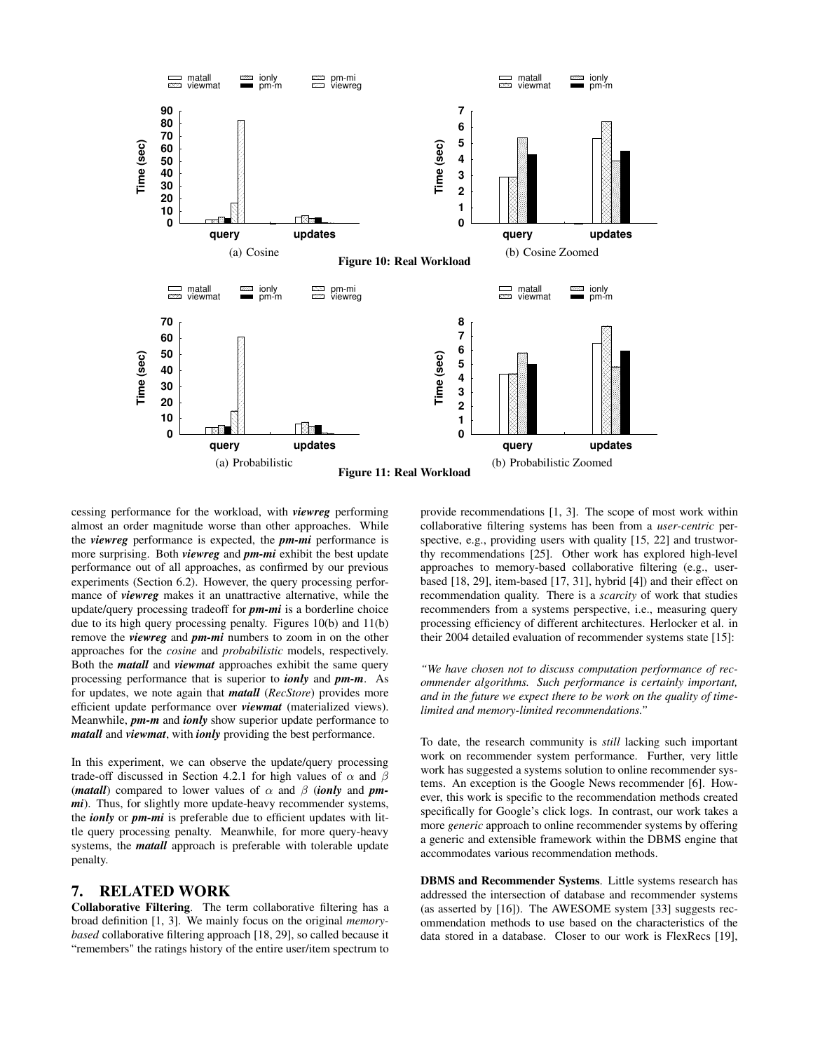(a) Cosine

(b) Cosine Zoomed

**Figure 10: Real Workload**

(a) Probabilistic

(b) Probabilistic Zoomed

**Figure 11: Real Workload**

cessing performance for the workload, with ***viewreg*** performing almost an order magnitude worse than other approaches. While the ***viewreg*** performance is expected, the ***pm-mi*** performance is more surprising. Both ***viewreg*** and ***pm-mi*** exhibit the best update performance out of all approaches, as confirmed by our previous experiments (Section 6.2). However, the query processing performance of ***viewreg*** makes it an unattractive alternative, while the update/query processing tradeoff for ***pm-mi*** is a borderline choice due to its high query processing penalty. Figures 10(b) and 11(b) remove the ***viewreg*** and ***pm-mi*** numbers to zoom in on the other approaches for the *cosine* and *probabilistic* models, respectively. Both the ***matall*** and ***viewmat*** approaches exhibit the same query processing performance that is superior to ***ionly*** and ***pm-m***. As for updates, we note again that ***matall*** (*RecStore*) provides more efficient update performance over ***viewmat*** (materialized views). Meanwhile, ***pm-m*** and ***ionly*** show superior update performance to ***matall*** and ***viewmat***, with ***ionly*** providing the best performance.

In this experiment, we can observe the update/query processing trade-off discussed in Section 4.2.1 for high values of $\alpha$ and $\beta$ (***matall***) compared to lower values of $\alpha$ and $\beta$ (***ionly*** and ***pm-mi***). Thus, for slightly more update-heavy recommender systems, the ***ionly*** or ***pm-mi*** is preferable due to efficient updates with little query processing penalty. Meanwhile, for more query-heavy systems, the ***matall*** approach is preferable with tolerable update penalty.

## 7. RELATED WORK

**Collaborative Filtering**. The term collaborative filtering has a broad definition [1, 3]. We mainly focus on the original *memory-based* collaborative filtering approach [18, 29], so called because it "remembers" the ratings history of the entire user/item spectrum to provide recommendations [1, 3]. The scope of most work within collaborative filtering systems has been from a *user-centric* perspective, e.g., providing users with quality [15, 22] and trustworthy recommendations [25]. Other work has explored high-level approaches to memory-based collaborative filtering (e.g., user-based [18, 29], item-based [17, 31], hybrid [4]) and their effect on recommendation quality. There is a *scarcity* of work that studies recommenders from a systems perspective, i.e., measuring query processing efficiency of different architectures. Herlocker et al. in their 2004 detailed evaluation of recommender systems state [15]:

*"We have chosen not to discuss computation performance of recommender algorithms. Such performance is certainly important, and in the future we expect there to be work on the quality of time-limited and memory-limited recommendations."*

To date, the research community is *still* lacking such important work on recommender system performance. Further, very little work has suggested a systems solution to online recommender systems. An exception is the Google News recommender [6]. However, this work is specific to the recommendation methods created specifically for Google's click logs. In contrast, our work takes a more *generic* approach to online recommender systems by offering a generic and extensible framework within the DBMS engine that accommodates various recommendation methods.

**DBMS and Recommender Systems**. Little systems research has addressed the intersection of database and recommender systems (as asserted by [16]). The AWESOME system [33] suggests recommendation methods to use based on the characteristics of the data stored in a database. Closer to our work is FlexRecs [19],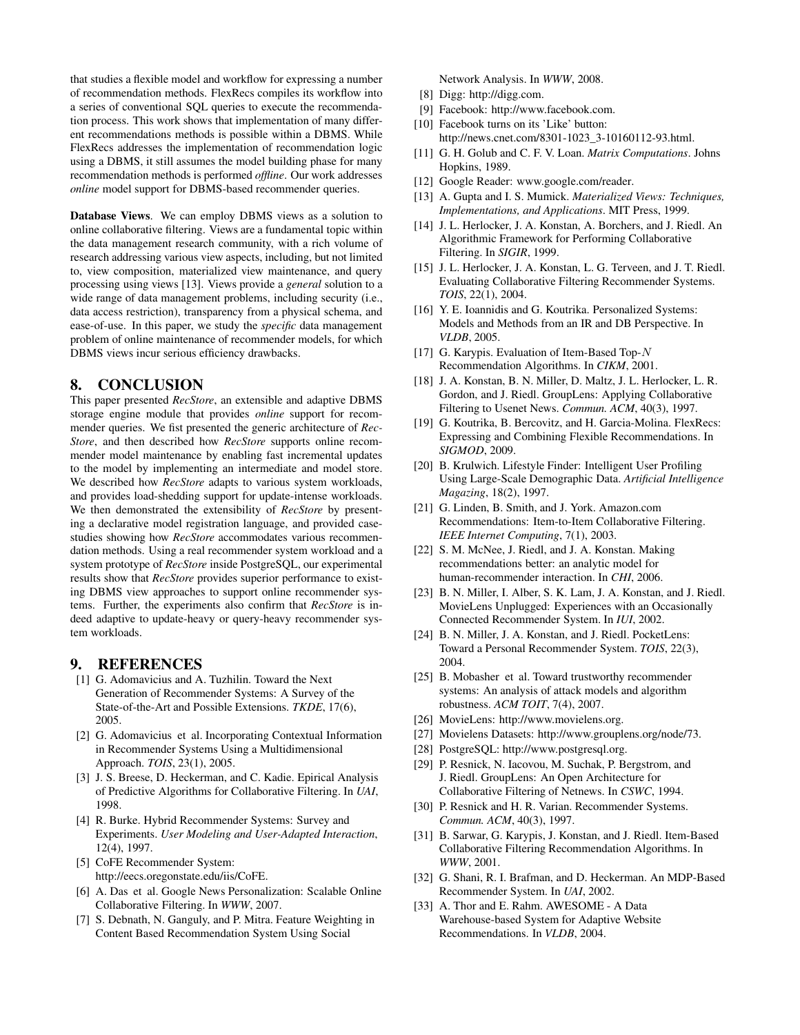that studies a flexible model and workflow for expressing a number of recommendation methods. FlexRecs compiles its workflow into a series of conventional SQL queries to execute the recommendation process. This work shows that implementation of many different recommendations methods is possible within a DBMS. While FlexRecs addresses the implementation of recommendation logic using a DBMS, it still assumes the model building phase for many recommendation methods is performed *offline*. Our work addresses *online* model support for DBMS-based recommender queries.

**Database Views**. We can employ DBMS views as a solution to online collaborative filtering. Views are a fundamental topic within the data management research community, with a rich volume of research addressing various view aspects, including, but not limited to, view composition, materialized view maintenance, and query processing using views [13]. Views provide a *general* solution to a wide range of data management problems, including security (i.e., data access restriction), transparency from a physical schema, and ease-of-use. In this paper, we study the *specific* data management problem of online maintenance of recommender models, for which DBMS views incur serious efficiency drawbacks.

# 8. CONCLUSION

This paper presented *RecStore*, an extensible and adaptive DBMS storage engine module that provides *online* support for recommender queries. We fist presented the generic architecture of *RecStore*, and then described how *RecStore* supports online recommender model maintenance by enabling fast incremental updates to the model by implementing an intermediate and model store. We described how *RecStore* adapts to various system workloads, and provides load-shedding support for update-intense workloads. We then demonstrated the extensibility of *RecStore* by presenting a declarative model registration language, and provided case-studies showing how *RecStore* accommodates various recommendation methods. Using a real recommender system workload and a system prototype of *RecStore* inside PostgreSQL, our experimental results show that *RecStore* provides superior performance to existing DBMS view approaches to support online recommender systems. Further, the experiments also confirm that *RecStore* is indeed adaptive to update-heavy or query-heavy recommender system workloads.

# 9. REFERENCES

[1] G. Adomavicius and A. Tuzhilin. Toward the Next Generation of Recommender Systems: A Survey of the State-of-the-Art and Possible Extensions. *TKDE*, 17(6), 2005.

[2] G. Adomavicius et al. Incorporating Contextual Information in Recommender Systems Using a Multidimensional Approach. *TOIS*, 23(1), 2005.

[3] J. S. Breese, D. Heckerman, and C. Kadie. Epirical Analysis of Predictive Algorithms for Collaborative Filtering. In *UAI*, 1998.

[4] R. Burke. Hybrid Recommender Systems: Survey and Experiments. *User Modeling and User-Adapted Interaction*, 12(4), 1997.

[5] CoFE Recommender System: http://eecs.oregonstate.edu/iis/CoFE.

[6] A. Das et al. Google News Personalization: Scalable Online Collaborative Filtering. In *WWW*, 2007.

[7] S. Debnath, N. Ganguly, and P. Mitra. Feature Weighting in Content Based Recommendation System Using Social Network Analysis. In *WWW*, 2008.

[8] Digg: http://digg.com.

[9] Facebook: http://www.facebook.com.

[10] Facebook turns on its 'Like' button: http://news.cnet.com/8301-1023_3-10160112-93.html.

[11] G. H. Golub and C. F. V. Loan. *Matrix Computations*. Johns Hopkins, 1989.

[12] Google Reader: www.google.com/reader.

[13] A. Gupta and I. S. Mumick. *Materialized Views: Techniques, Implementations, and Applications*. MIT Press, 1999.

[14] J. L. Herlocker, J. A. Konstan, A. Borchers, and J. Riedl. An Algorithmic Framework for Performing Collaborative Filtering. In *SIGIR*, 1999.

[15] J. L. Herlocker, J. A. Konstan, L. G. Terveen, and J. T. Riedl. Evaluating Collaborative Filtering Recommender Systems. *TOIS*, 22(1), 2004.

[16] Y. E. Ioannidis and G. Koutrika. Personalized Systems: Models and Methods from an IR and DB Perspective. In *VLDB*, 2005.

[17] G. Karypis. Evaluation of Item-Based Top-$N$ Recommendation Algorithms. In *CIKM*, 2001.

[18] J. A. Konstan, B. N. Miller, D. Maltz, J. L. Herlocker, L. R. Gordon, and J. Riedl. GroupLens: Applying Collaborative Filtering to Usenet News. *Commun. ACM*, 40(3), 1997.

[19] G. Koutrika, B. Bercovitz, and H. Garcia-Molina. FlexRecs: Expressing and Combining Flexible Recommendations. In *SIGMOD*, 2009.

[20] B. Krulwich. Lifestyle Finder: Intelligent User Profiling Using Large-Scale Demographic Data. *Artificial Intelligence Magazing*, 18(2), 1997.

[21] G. Linden, B. Smith, and J. York. Amazon.com Recommendations: Item-to-Item Collaborative Filtering. *IEEE Internet Computing*, 7(1), 2003.

[22] S. M. McNee, J. Riedl, and J. A. Konstan. Making recommendations better: an analytic model for human-recommender interaction. In *CHI*, 2006.

[23] B. N. Miller, I. Alber, S. K. Lam, J. A. Konstan, and J. Riedl. MovieLens Unplugged: Experiences with an Occasionally Connected Recommender System. In *IUI*, 2002.

[24] B. N. Miller, J. A. Konstan, and J. Riedl. PocketLens: Toward a Personal Recommender System. *TOIS*, 22(3), 2004.

[25] B. Mobasher et al. Toward trustworthy recommender systems: An analysis of attack models and algorithm robustness. *ACM TOIT*, 7(4), 2007.

[26] MovieLens: http://www.movielens.org.

[27] Movielens Datasets: http://www.grouplens.org/node/73.

[28] PostgreSQL: http://www.postgresql.org.

[29] P. Resnick, N. Iacovou, M. Suchak, P. Bergstrom, and J. Riedl. GroupLens: An Open Architecture for Collaborative Filtering of Netnews. In *CSWC*, 1994.

[30] P. Resnick and H. R. Varian. Recommender Systems. *Commun. ACM*, 40(3), 1997.

[31] B. Sarwar, G. Karypis, J. Konstan, and J. Riedl. Item-Based Collaborative Filtering Recommendation Algorithms. In *WWW*, 2001.

[32] G. Shani, R. I. Brafman, and D. Heckerman. An MDP-Based Recommender System. In *UAI*, 2002.

[33] A. Thor and E. Rahm. AWESOME - A Data Warehouse-based System for Adaptive Website Recommendations. In *VLDB*, 2004.